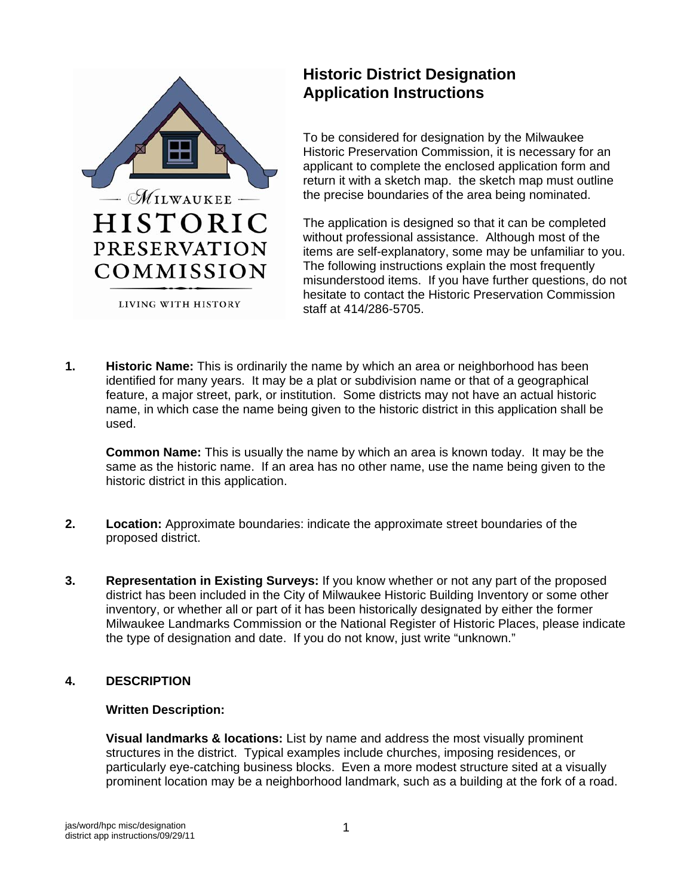# Historic District Designation Application Instructions

Milwaukee Historic Preservation Commission — Living with History

To be considered for designation by the Milwaukee Historic Preservation Commission, it is necessary for an applicant to complete the enclosed application form and return it with a sketch map. the sketch map must outline the precise boundaries of the area being nominated.

The application is designed so that it can be completed without professional assistance. Although most of the items are self-explanatory, some may be unfamiliar to you. The following instructions explain the most frequently misunderstood items. If you have further questions, do not hesitate to contact the Historic Preservation Commission staff at 414/286-5705.

**1. Historic Name:** This is ordinarily the name by which an area or neighborhood has been identified for many years. It may be a plat or subdivision name or that of a geographical feature, a major street, park, or institution. Some districts may not have an actual historic name, in which case the name being given to the historic district in this application shall be used.

**Common Name:** This is usually the name by which an area is known today. It may be the same as the historic name. If an area has no other name, use the name being given to the historic district in this application.

**2. Location:** Approximate boundaries: indicate the approximate street boundaries of the proposed district.

**3. Representation in Existing Surveys:** If you know whether or not any part of the proposed district has been included in the City of Milwaukee Historic Building Inventory or some other inventory, or whether all or part of it has been historically designated by either the former Milwaukee Landmarks Commission or the National Register of Historic Places, please indicate the type of designation and date. If you do not know, just write "unknown."

**4. DESCRIPTION**

**Written Description:**

**Visual landmarks & locations:** List by name and address the most visually prominent structures in the district. Typical examples include churches, imposing residences, or particularly eye-catching business blocks. Even a more modest structure sited at a visually prominent location may be a neighborhood landmark, such as a building at the fork of a road.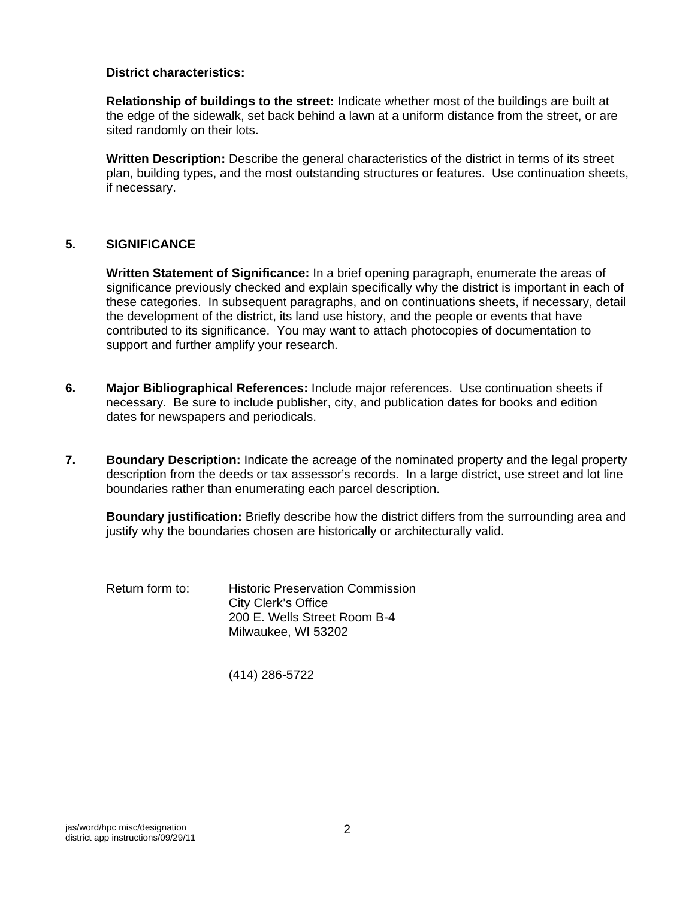**District characteristics:**

**Relationship of buildings to the street:** Indicate whether most of the buildings are built at the edge of the sidewalk, set back behind a lawn at a uniform distance from the street, or are sited randomly on their lots.

**Written Description:** Describe the general characteristics of the district in terms of its street plan, building types, and the most outstanding structures or features. Use continuation sheets, if necessary.

**5. SIGNIFICANCE**

**Written Statement of Significance:** In a brief opening paragraph, enumerate the areas of significance previously checked and explain specifically why the district is important in each of these categories. In subsequent paragraphs, and on continuations sheets, if necessary, detail the development of the district, its land use history, and the people or events that have contributed to its significance. You may want to attach photocopies of documentation to support and further amplify your research.

**6. Major Bibliographical References:** Include major references. Use continuation sheets if necessary. Be sure to include publisher, city, and publication dates for books and edition dates for newspapers and periodicals.

**7. Boundary Description:** Indicate the acreage of the nominated property and the legal property description from the deeds or tax assessor's records. In a large district, use street and lot line boundaries rather than enumerating each parcel description.

**Boundary justification:** Briefly describe how the district differs from the surrounding area and justify why the boundaries chosen are historically or architecturally valid.

Return form to:

Historic Preservation Commission
City Clerk's Office
200 E. Wells Street Room B-4
Milwaukee, WI 53202

(414) 286-5722

jas/word/hpc misc/designation
district app instructions/09/29/11